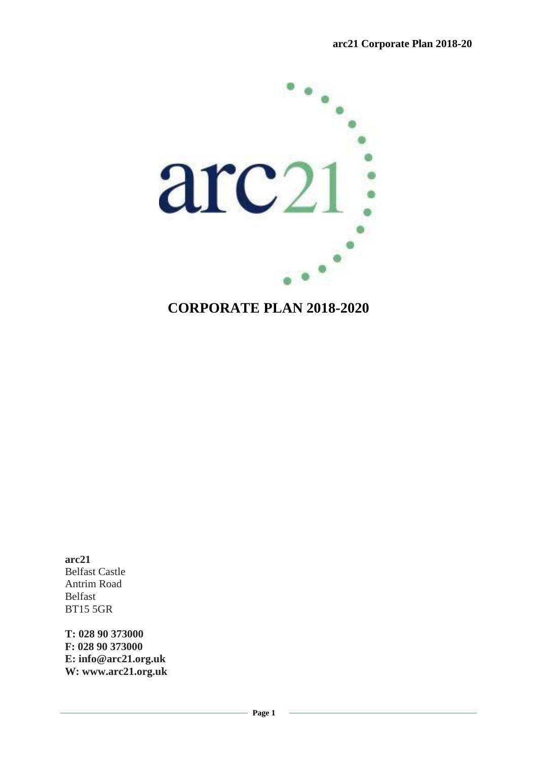# CORPORATE PLAN 2018-2020

**arc21**
Belfast Castle
Antrim Road
Belfast
BT15 5GR

**T: 028 90 373000**
**F: 028 90 373000**
**E: info@arc21.org.uk**
**W: www.arc21.org.uk**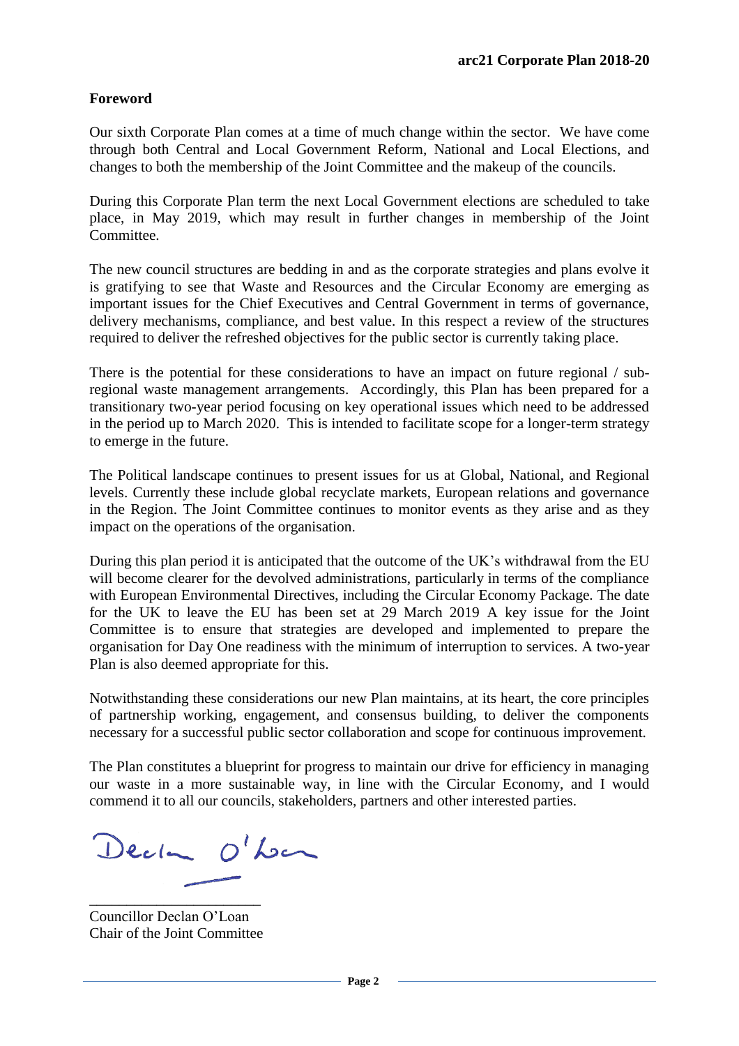## Foreword

Our sixth Corporate Plan comes at a time of much change within the sector. We have come through both Central and Local Government Reform, National and Local Elections, and changes to both the membership of the Joint Committee and the makeup of the councils.

During this Corporate Plan term the next Local Government elections are scheduled to take place, in May 2019, which may result in further changes in membership of the Joint Committee.

The new council structures are bedding in and as the corporate strategies and plans evolve it is gratifying to see that Waste and Resources and the Circular Economy are emerging as important issues for the Chief Executives and Central Government in terms of governance, delivery mechanisms, compliance, and best value. In this respect a review of the structures required to deliver the refreshed objectives for the public sector is currently taking place.

There is the potential for these considerations to have an impact on future regional / sub-regional waste management arrangements. Accordingly, this Plan has been prepared for a transitionary two-year period focusing on key operational issues which need to be addressed in the period up to March 2020. This is intended to facilitate scope for a longer-term strategy to emerge in the future.

The Political landscape continues to present issues for us at Global, National, and Regional levels. Currently these include global recyclate markets, European relations and governance in the Region. The Joint Committee continues to monitor events as they arise and as they impact on the operations of the organisation.

During this plan period it is anticipated that the outcome of the UK's withdrawal from the EU will become clearer for the devolved administrations, particularly in terms of the compliance with European Environmental Directives, including the Circular Economy Package. The date for the UK to leave the EU has been set at 29 March 2019 A key issue for the Joint Committee is to ensure that strategies are developed and implemented to prepare the organisation for Day One readiness with the minimum of interruption to services. A two-year Plan is also deemed appropriate for this.

Notwithstanding these considerations our new Plan maintains, at its heart, the core principles of partnership working, engagement, and consensus building, to deliver the components necessary for a successful public sector collaboration and scope for continuous improvement.

The Plan constitutes a blueprint for progress to maintain our drive for efficiency in managing our waste in a more sustainable way, in line with the Circular Economy, and I would commend it to all our councils, stakeholders, partners and other interested parties.

Declan O'Loan

\_\_\_\_\_\_\_\_\_\_\_\_\_\_\_\_\_\_\_\_\_\_\_\_

Councillor Declan O'Loan
Chair of the Joint Committee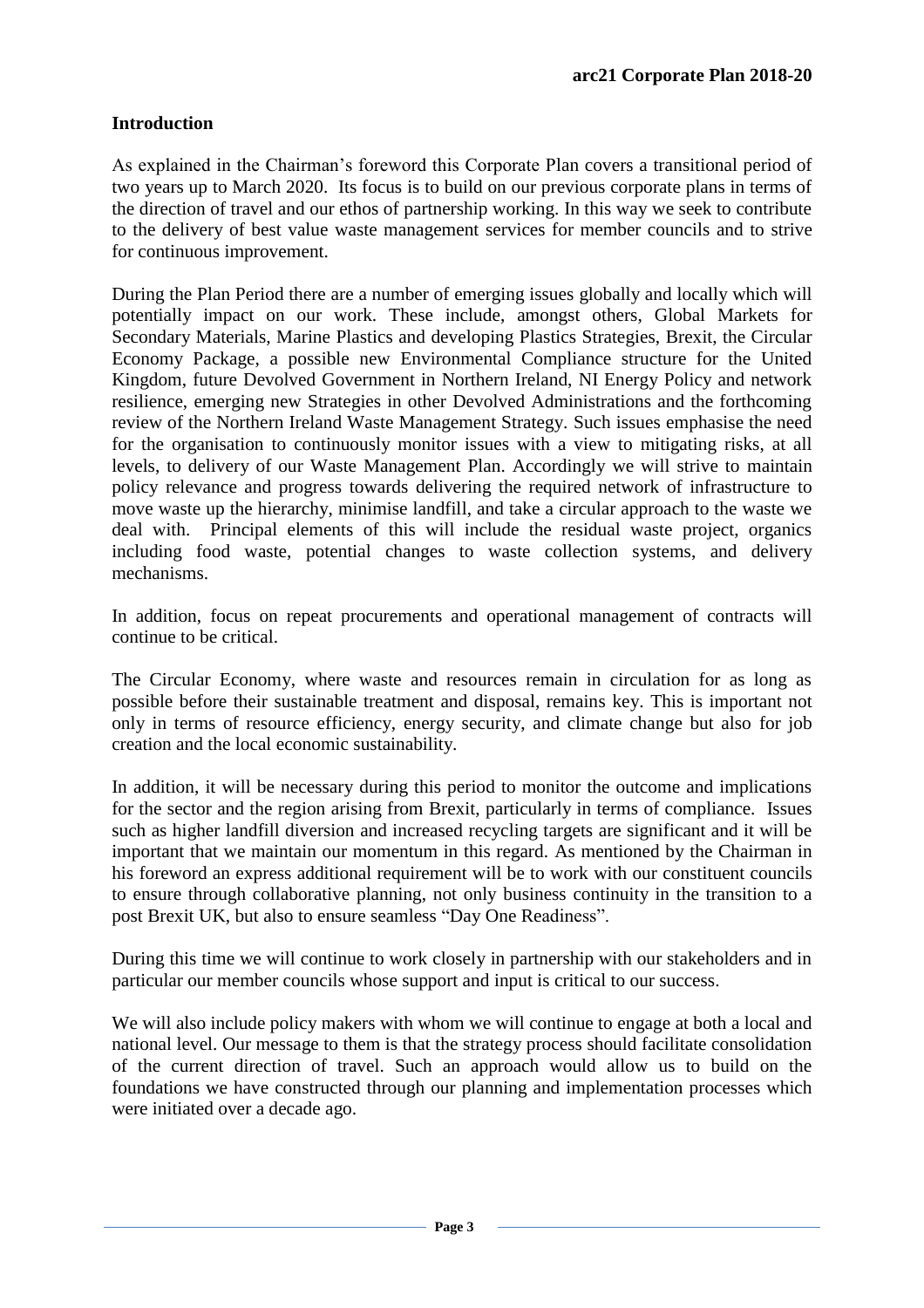## Introduction

As explained in the Chairman's foreword this Corporate Plan covers a transitional period of two years up to March 2020. Its focus is to build on our previous corporate plans in terms of the direction of travel and our ethos of partnership working. In this way we seek to contribute to the delivery of best value waste management services for member councils and to strive for continuous improvement.

During the Plan Period there are a number of emerging issues globally and locally which will potentially impact on our work. These include, amongst others, Global Markets for Secondary Materials, Marine Plastics and developing Plastics Strategies, Brexit, the Circular Economy Package, a possible new Environmental Compliance structure for the United Kingdom, future Devolved Government in Northern Ireland, NI Energy Policy and network resilience, emerging new Strategies in other Devolved Administrations and the forthcoming review of the Northern Ireland Waste Management Strategy. Such issues emphasise the need for the organisation to continuously monitor issues with a view to mitigating risks, at all levels, to delivery of our Waste Management Plan. Accordingly we will strive to maintain policy relevance and progress towards delivering the required network of infrastructure to move waste up the hierarchy, minimise landfill, and take a circular approach to the waste we deal with. Principal elements of this will include the residual waste project, organics including food waste, potential changes to waste collection systems, and delivery mechanisms.

In addition, focus on repeat procurements and operational management of contracts will continue to be critical.

The Circular Economy, where waste and resources remain in circulation for as long as possible before their sustainable treatment and disposal, remains key. This is important not only in terms of resource efficiency, energy security, and climate change but also for job creation and the local economic sustainability.

In addition, it will be necessary during this period to monitor the outcome and implications for the sector and the region arising from Brexit, particularly in terms of compliance. Issues such as higher landfill diversion and increased recycling targets are significant and it will be important that we maintain our momentum in this regard. As mentioned by the Chairman in his foreword an express additional requirement will be to work with our constituent councils to ensure through collaborative planning, not only business continuity in the transition to a post Brexit UK, but also to ensure seamless "Day One Readiness".

During this time we will continue to work closely in partnership with our stakeholders and in particular our member councils whose support and input is critical to our success.

We will also include policy makers with whom we will continue to engage at both a local and national level. Our message to them is that the strategy process should facilitate consolidation of the current direction of travel. Such an approach would allow us to build on the foundations we have constructed through our planning and implementation processes which were initiated over a decade ago.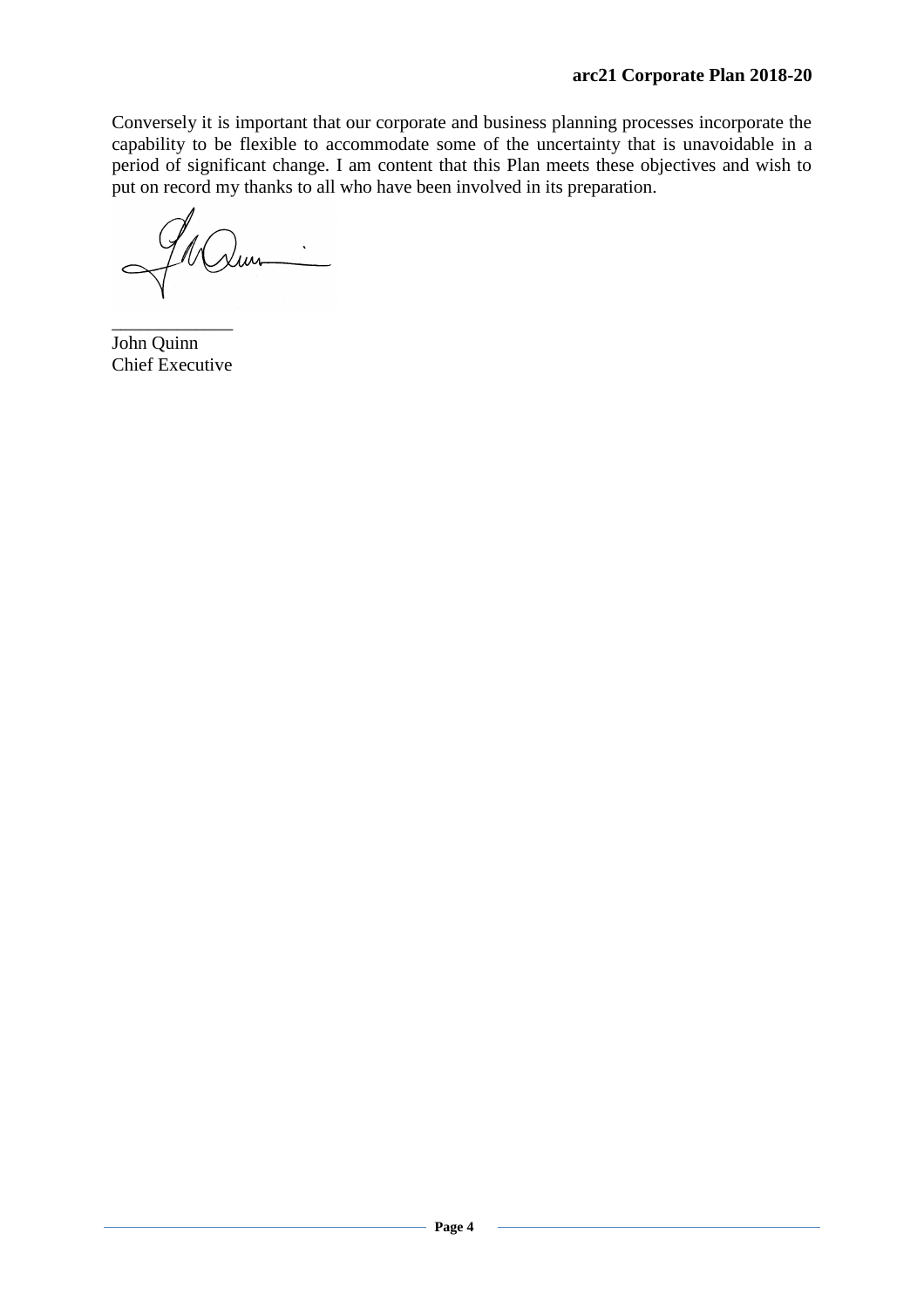Conversely it is important that our corporate and business planning processes incorporate the capability to be flexible to accommodate some of the uncertainty that is unavoidable in a period of significant change. I am content that this Plan meets these objectives and wish to put on record my thanks to all who have been involved in its preparation.

_____________

John Quinn
Chief Executive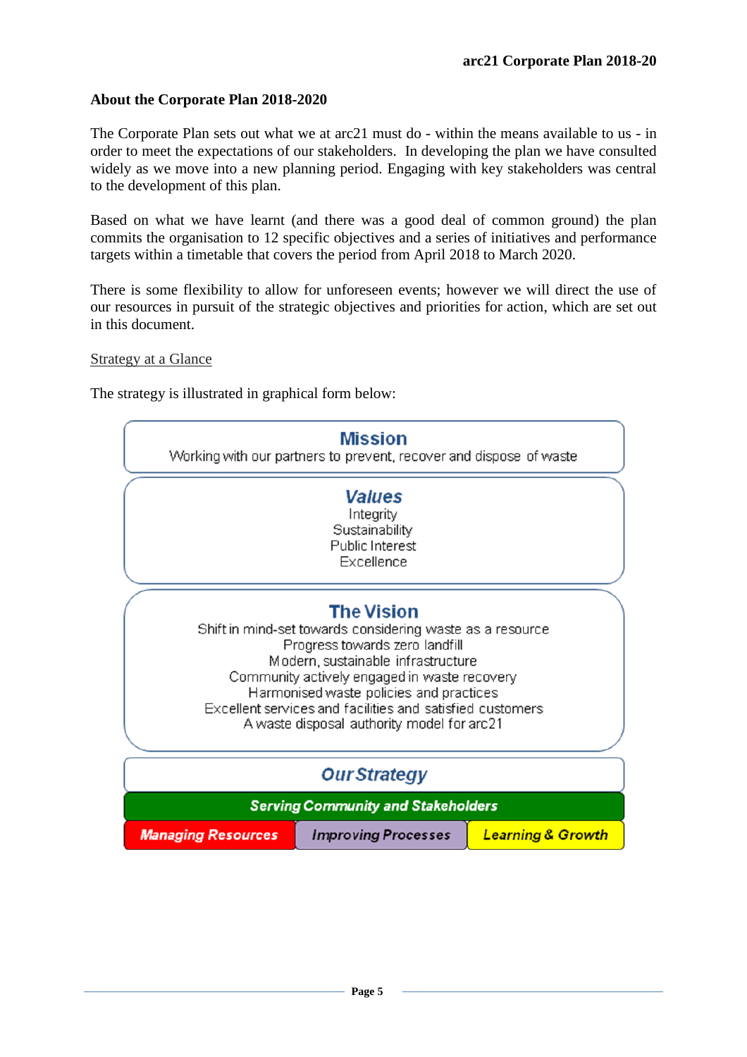## About the Corporate Plan 2018-2020

The Corporate Plan sets out what we at arc21 must do - within the means available to us - in order to meet the expectations of our stakeholders. In developing the plan we have consulted widely as we move into a new planning period. Engaging with key stakeholders was central to the development of this plan.

Based on what we have learnt (and there was a good deal of common ground) the plan commits the organisation to 12 specific objectives and a series of initiatives and performance targets within a timetable that covers the period from April 2018 to March 2020.

There is some flexibility to allow for unforeseen events; however we will direct the use of our resources in pursuit of the strategic objectives and priorities for action, which are set out in this document.

Strategy at a Glance

The strategy is illustrated in graphical form below:

**Mission**

Working with our partners to prevent, recover and dispose of waste

***Values***

Integrity
Sustainability
Public Interest
Excellence

**The Vision**

Shift in mind-set towards considering waste as a resource
Progress towards zero landfill
Modern, sustainable infrastructure
Community actively engaged in waste recovery
Harmonised waste policies and practices
Excellent services and facilities and satisfied customers
A waste disposal authority model for arc21

***Our Strategy***

***Serving Community and Stakeholders***

| ***Managing Resources*** | ***Improving Processes*** | ***Learning & Growth*** |
| --- | --- | --- |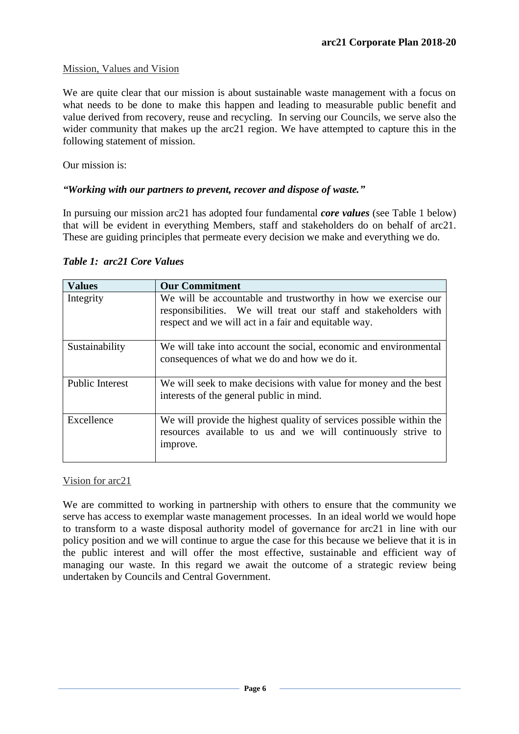## Mission, Values and Vision

We are quite clear that our mission is about sustainable waste management with a focus on what needs to be done to make this happen and leading to measurable public benefit and value derived from recovery, reuse and recycling. In serving our Councils, we serve also the wider community that makes up the arc21 region. We have attempted to capture this in the following statement of mission.

Our mission is:

***"Working with our partners to prevent, recover and dispose of waste."***

In pursuing our mission arc21 has adopted four fundamental ***core values*** (see Table 1 below) that will be evident in everything Members, staff and stakeholders do on behalf of arc21. These are guiding principles that permeate every decision we make and everything we do.

***Table 1: arc21 Core Values***

| Values | Our Commitment |
|---|---|
| Integrity | We will be accountable and trustworthy in how we exercise our responsibilities. We will treat our staff and stakeholders with respect and we will act in a fair and equitable way. |
| Sustainability | We will take into account the social, economic and environmental consequences of what we do and how we do it. |
| Public Interest | We will seek to make decisions with value for money and the best interests of the general public in mind. |
| Excellence | We will provide the highest quality of services possible within the resources available to us and we will continuously strive to improve. |

## Vision for arc21

We are committed to working in partnership with others to ensure that the community we serve has access to exemplar waste management processes. In an ideal world we would hope to transform to a waste disposal authority model of governance for arc21 in line with our policy position and we will continue to argue the case for this because we believe that it is in the public interest and will offer the most effective, sustainable and efficient way of managing our waste. In this regard we await the outcome of a strategic review being undertaken by Councils and Central Government.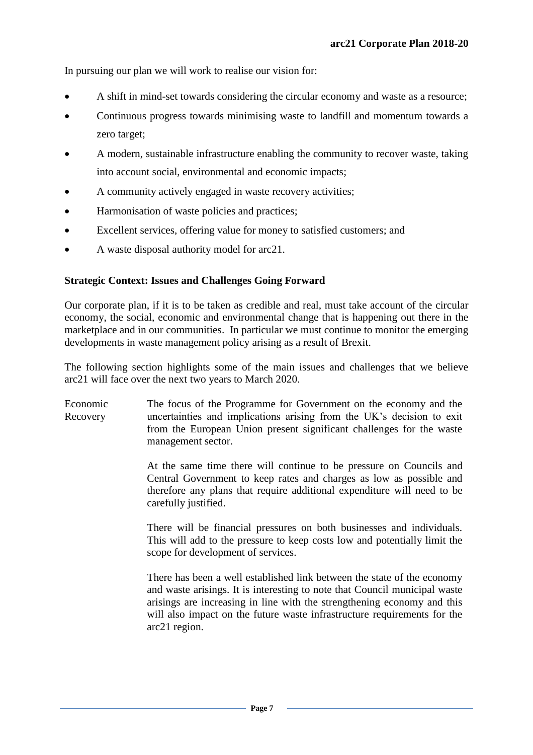In pursuing our plan we will work to realise our vision for:

- A shift in mind-set towards considering the circular economy and waste as a resource;
- Continuous progress towards minimising waste to landfill and momentum towards a zero target;
- A modern, sustainable infrastructure enabling the community to recover waste, taking into account social, environmental and economic impacts;
- A community actively engaged in waste recovery activities;
- Harmonisation of waste policies and practices;
- Excellent services, offering value for money to satisfied customers; and
- A waste disposal authority model for arc21.

**Strategic Context: Issues and Challenges Going Forward**

Our corporate plan, if it is to be taken as credible and real, must take account of the circular economy, the social, economic and environmental change that is happening out there in the marketplace and in our communities. In particular we must continue to monitor the emerging developments in waste management policy arising as a result of Brexit.

The following section highlights some of the main issues and challenges that we believe arc21 will face over the next two years to March 2020.

**Economic Recovery**

The focus of the Programme for Government on the economy and the uncertainties and implications arising from the UK's decision to exit from the European Union present significant challenges for the waste management sector.

At the same time there will continue to be pressure on Councils and Central Government to keep rates and charges as low as possible and therefore any plans that require additional expenditure will need to be carefully justified.

There will be financial pressures on both businesses and individuals. This will add to the pressure to keep costs low and potentially limit the scope for development of services.

There has been a well established link between the state of the economy and waste arisings. It is interesting to note that Council municipal waste arisings are increasing in line with the strengthening economy and this will also impact on the future waste infrastructure requirements for the arc21 region.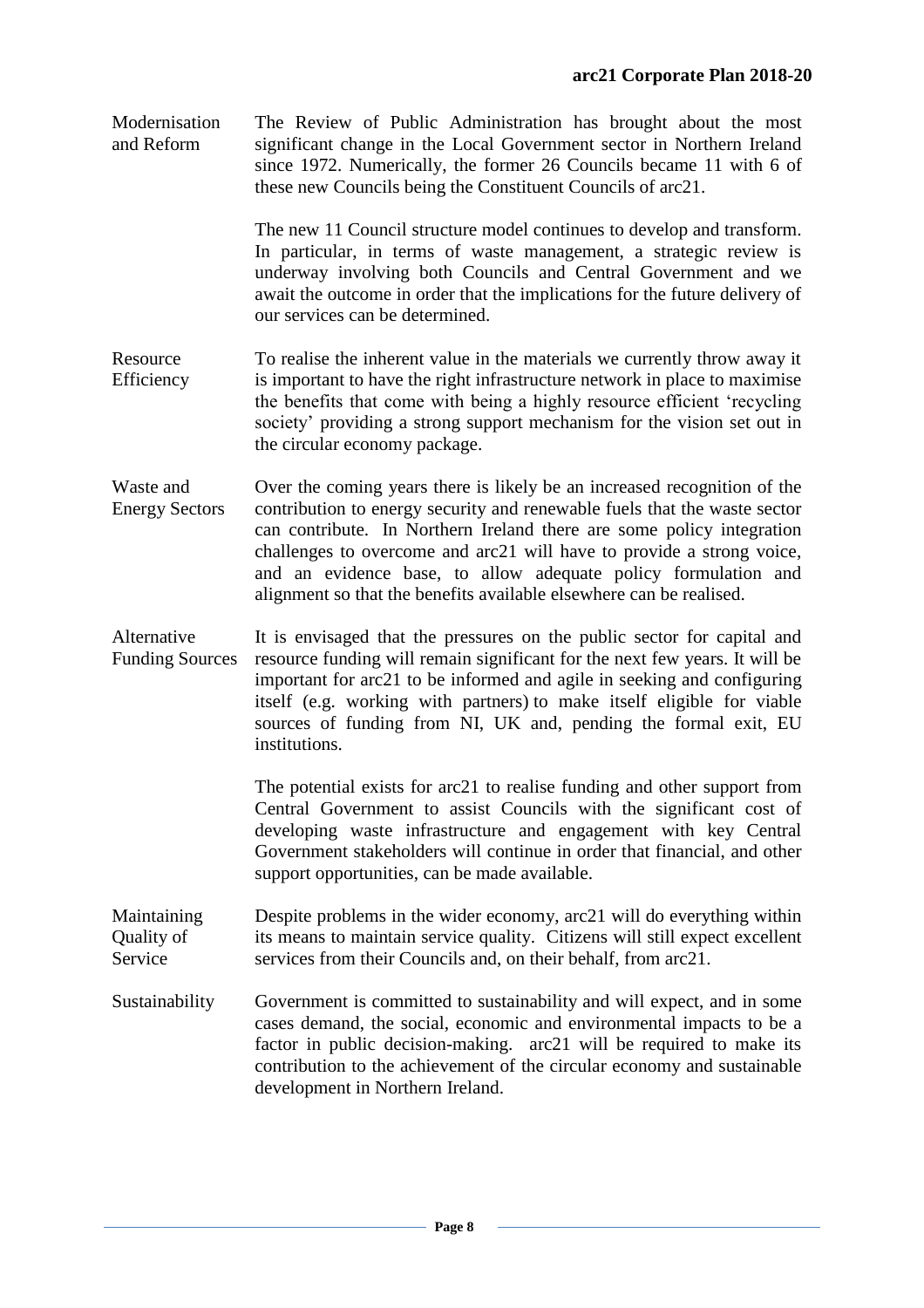**Modernisation and Reform**

The Review of Public Administration has brought about the most significant change in the Local Government sector in Northern Ireland since 1972. Numerically, the former 26 Councils became 11 with 6 of these new Councils being the Constituent Councils of arc21.

The new 11 Council structure model continues to develop and transform. In particular, in terms of waste management, a strategic review is underway involving both Councils and Central Government and we await the outcome in order that the implications for the future delivery of our services can be determined.

**Resource Efficiency**

To realise the inherent value in the materials we currently throw away it is important to have the right infrastructure network in place to maximise the benefits that come with being a highly resource efficient 'recycling society' providing a strong support mechanism for the vision set out in the circular economy package.

**Waste and Energy Sectors**

Over the coming years there is likely be an increased recognition of the contribution to energy security and renewable fuels that the waste sector can contribute. In Northern Ireland there are some policy integration challenges to overcome and arc21 will have to provide a strong voice, and an evidence base, to allow adequate policy formulation and alignment so that the benefits available elsewhere can be realised.

**Alternative Funding Sources**

It is envisaged that the pressures on the public sector for capital and resource funding will remain significant for the next few years. It will be important for arc21 to be informed and agile in seeking and configuring itself (e.g. working with partners) to make itself eligible for viable sources of funding from NI, UK and, pending the formal exit, EU institutions.

The potential exists for arc21 to realise funding and other support from Central Government to assist Councils with the significant cost of developing waste infrastructure and engagement with key Central Government stakeholders will continue in order that financial, and other support opportunities, can be made available.

**Maintaining Quality of Service**

Despite problems in the wider economy, arc21 will do everything within its means to maintain service quality. Citizens will still expect excellent services from their Councils and, on their behalf, from arc21.

**Sustainability**

Government is committed to sustainability and will expect, and in some cases demand, the social, economic and environmental impacts to be a factor in public decision-making. arc21 will be required to make its contribution to the achievement of the circular economy and sustainable development in Northern Ireland.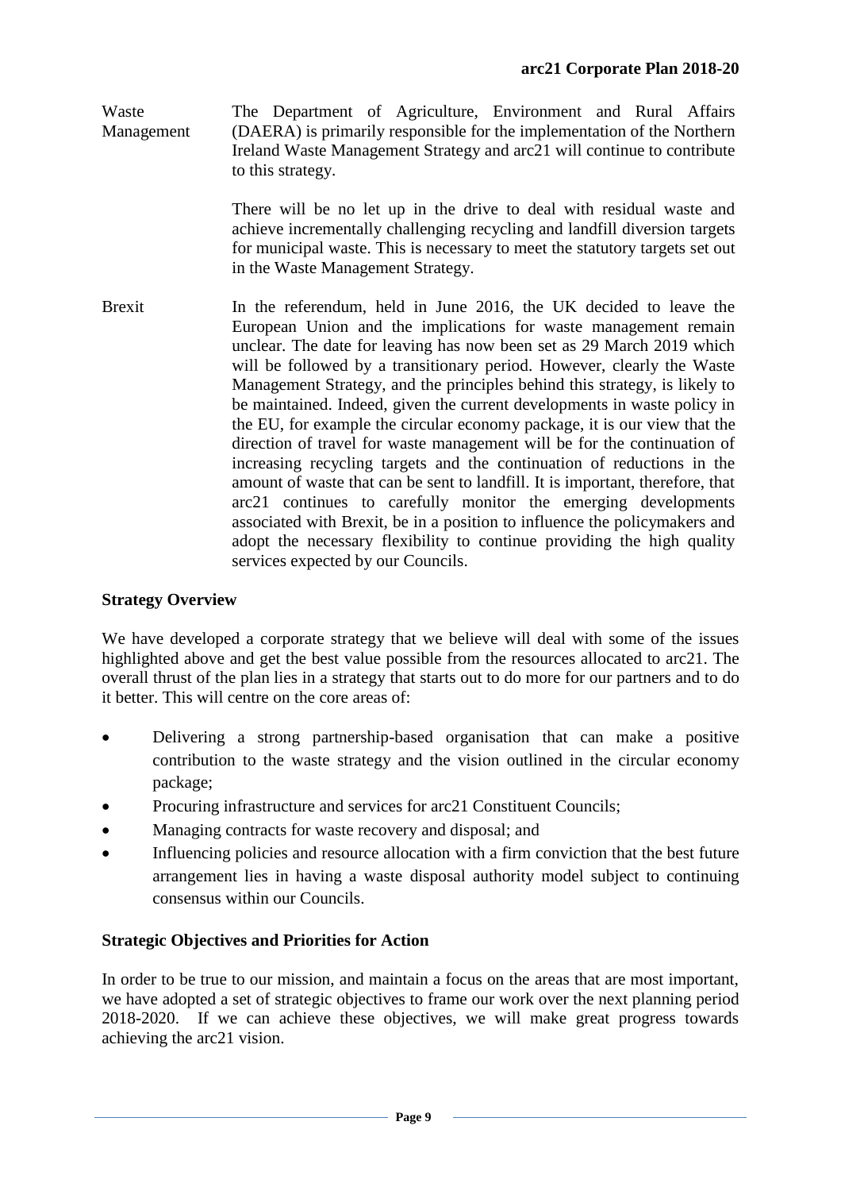**Waste Management** The Department of Agriculture, Environment and Rural Affairs (DAERA) is primarily responsible for the implementation of the Northern Ireland Waste Management Strategy and arc21 will continue to contribute to this strategy.

There will be no let up in the drive to deal with residual waste and achieve incrementally challenging recycling and landfill diversion targets for municipal waste. This is necessary to meet the statutory targets set out in the Waste Management Strategy.

**Brexit** In the referendum, held in June 2016, the UK decided to leave the European Union and the implications for waste management remain unclear. The date for leaving has now been set as 29 March 2019 which will be followed by a transitionary period. However, clearly the Waste Management Strategy, and the principles behind this strategy, is likely to be maintained. Indeed, given the current developments in waste policy in the EU, for example the circular economy package, it is our view that the direction of travel for waste management will be for the continuation of increasing recycling targets and the continuation of reductions in the amount of waste that can be sent to landfill. It is important, therefore, that arc21 continues to carefully monitor the emerging developments associated with Brexit, be in a position to influence the policymakers and adopt the necessary flexibility to continue providing the high quality services expected by our Councils.

## Strategy Overview

We have developed a corporate strategy that we believe will deal with some of the issues highlighted above and get the best value possible from the resources allocated to arc21. The overall thrust of the plan lies in a strategy that starts out to do more for our partners and to do it better. This will centre on the core areas of:

- Delivering a strong partnership-based organisation that can make a positive contribution to the waste strategy and the vision outlined in the circular economy package;
- Procuring infrastructure and services for arc21 Constituent Councils;
- Managing contracts for waste recovery and disposal; and
- Influencing policies and resource allocation with a firm conviction that the best future arrangement lies in having a waste disposal authority model subject to continuing consensus within our Councils.

## Strategic Objectives and Priorities for Action

In order to be true to our mission, and maintain a focus on the areas that are most important, we have adopted a set of strategic objectives to frame our work over the next planning period 2018-2020. If we can achieve these objectives, we will make great progress towards achieving the arc21 vision.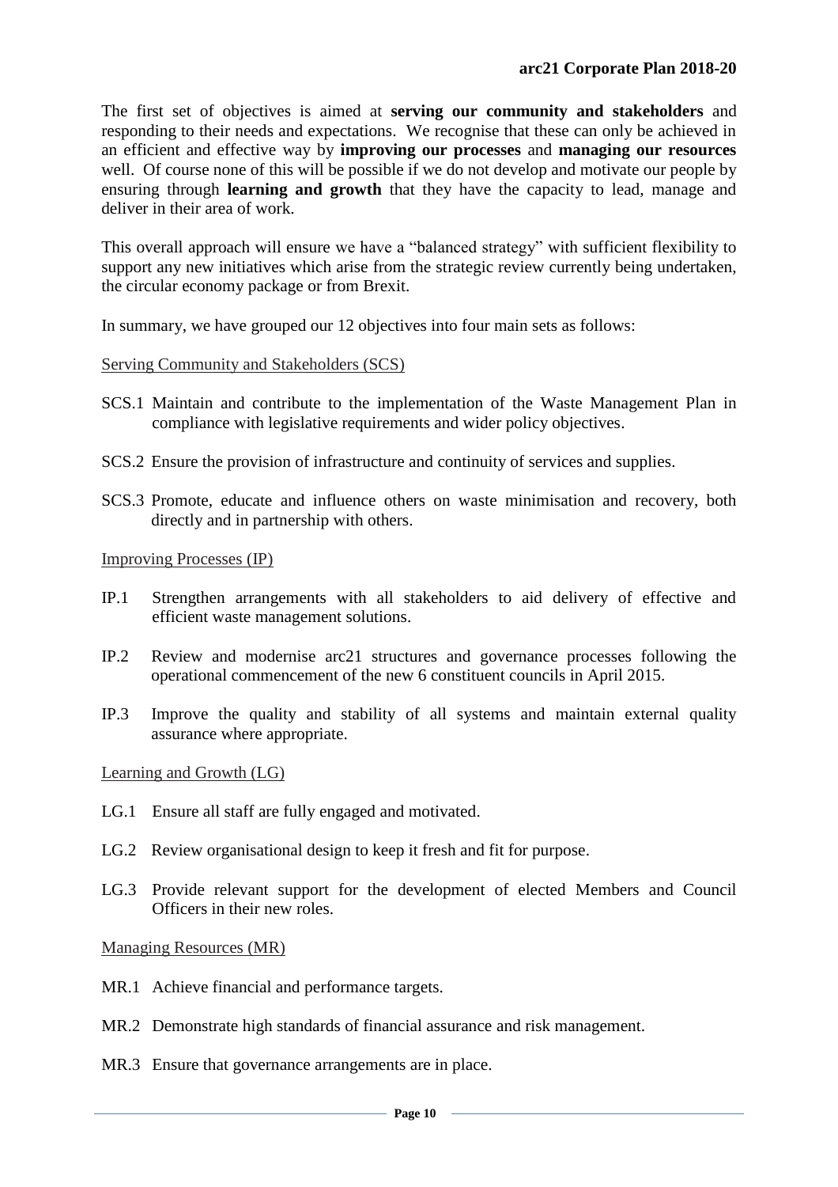The first set of objectives is aimed at **serving our community and stakeholders** and responding to their needs and expectations. We recognise that these can only be achieved in an efficient and effective way by **improving our processes** and **managing our resources** well. Of course none of this will be possible if we do not develop and motivate our people by ensuring through **learning and growth** that they have the capacity to lead, manage and deliver in their area of work.

This overall approach will ensure we have a "balanced strategy" with sufficient flexibility to support any new initiatives which arise from the strategic review currently being undertaken, the circular economy package or from Brexit.

In summary, we have grouped our 12 objectives into four main sets as follows:

<u>Serving Community and Stakeholders (SCS)</u>

SCS.1 Maintain and contribute to the implementation of the Waste Management Plan in compliance with legislative requirements and wider policy objectives.

SCS.2 Ensure the provision of infrastructure and continuity of services and supplies.

SCS.3 Promote, educate and influence others on waste minimisation and recovery, both directly and in partnership with others.

<u>Improving Processes (IP)</u>

IP.1 Strengthen arrangements with all stakeholders to aid delivery of effective and efficient waste management solutions.

IP.2 Review and modernise arc21 structures and governance processes following the operational commencement of the new 6 constituent councils in April 2015.

IP.3 Improve the quality and stability of all systems and maintain external quality assurance where appropriate.

<u>Learning and Growth (LG)</u>

LG.1 Ensure all staff are fully engaged and motivated.

LG.2 Review organisational design to keep it fresh and fit for purpose.

LG.3 Provide relevant support for the development of elected Members and Council Officers in their new roles.

<u>Managing Resources (MR)</u>

MR.1 Achieve financial and performance targets.

MR.2 Demonstrate high standards of financial assurance and risk management.

MR.3 Ensure that governance arrangements are in place.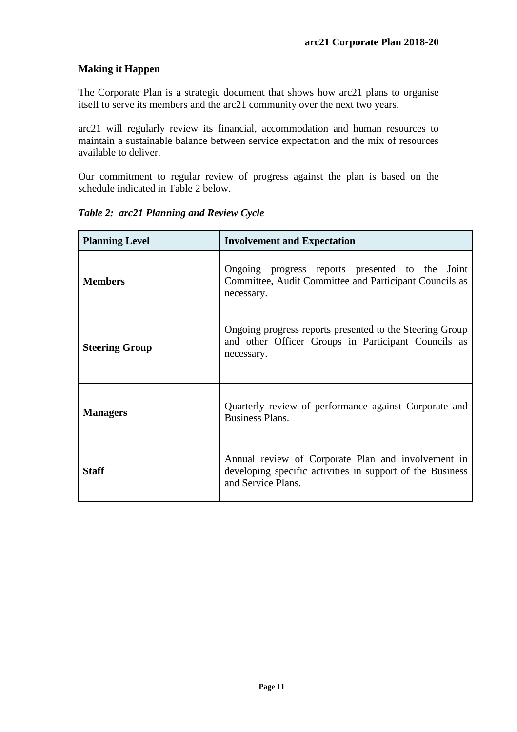## Making it Happen

The Corporate Plan is a strategic document that shows how arc21 plans to organise itself to serve its members and the arc21 community over the next two years.

arc21 will regularly review its financial, accommodation and human resources to maintain a sustainable balance between service expectation and the mix of resources available to deliver.

Our commitment to regular review of progress against the plan is based on the schedule indicated in Table 2 below.

***Table 2: arc21 Planning and Review Cycle***

| Planning Level | Involvement and Expectation |
|---|---|
| **Members** | Ongoing progress reports presented to the Joint Committee, Audit Committee and Participant Councils as necessary. |
| **Steering Group** | Ongoing progress reports presented to the Steering Group and other Officer Groups in Participant Councils as necessary. |
| **Managers** | Quarterly review of performance against Corporate and Business Plans. |
| **Staff** | Annual review of Corporate Plan and involvement in developing specific activities in support of the Business and Service Plans. |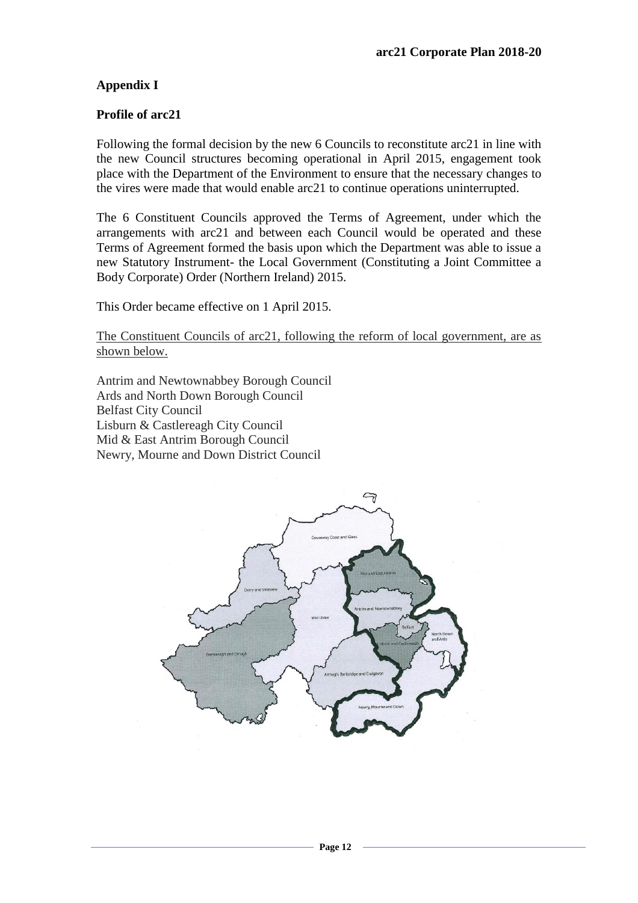## Appendix I

### Profile of arc21

Following the formal decision by the new 6 Councils to reconstitute arc21 in line with the new Council structures becoming operational in April 2015, engagement took place with the Department of the Environment to ensure that the necessary changes to the vires were made that would enable arc21 to continue operations uninterrupted.

The 6 Constituent Councils approved the Terms of Agreement, under which the arrangements with arc21 and between each Council would be operated and these Terms of Agreement formed the basis upon which the Department was able to issue a new Statutory Instrument- the Local Government (Constituting a Joint Committee a Body Corporate) Order (Northern Ireland) 2015.

This Order became effective on 1 April 2015.

The Constituent Councils of arc21, following the reform of local government, are as shown below.

Antrim and Newtownabbey Borough Council
Ards and North Down Borough Council
Belfast City Council
Lisburn & Castlereagh City Council
Mid & East Antrim Borough Council
Newry, Mourne and Down District Council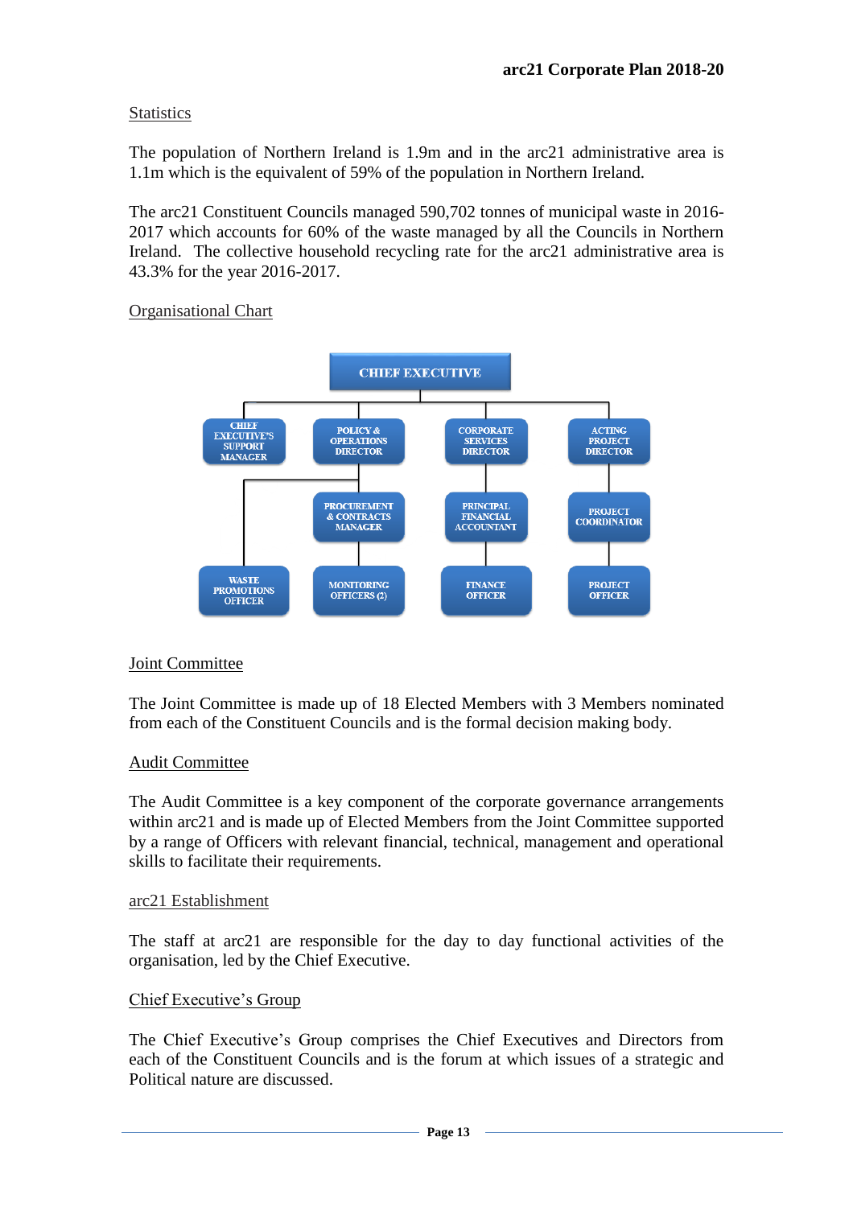## Statistics

The population of Northern Ireland is 1.9m and in the arc21 administrative area is 1.1m which is the equivalent of 59% of the population in Northern Ireland.

The arc21 Constituent Councils managed 590,702 tonnes of municipal waste in 2016-2017 which accounts for 60% of the waste managed by all the Councils in Northern Ireland. The collective household recycling rate for the arc21 administrative area is 43.3% for the year 2016-2017.

## Organisational Chart

- CHIEF EXECUTIVE
  - CHIEF EXECUTIVE'S SUPPORT MANAGER
  - POLICY & OPERATIONS DIRECTOR
    - PROCUREMENT & CONTRACTS MANAGER
      - MONITORING OFFICERS (2)
    - WASTE PROMOTIONS OFFICER
  - CORPORATE SERVICES DIRECTOR
    - PRINCIPAL FINANCIAL ACCOUNTANT
      - FINANCE OFFICER
  - ACTING PROJECT DIRECTOR
    - PROJECT COORDINATOR
      - PROJECT OFFICER

## Joint Committee

The Joint Committee is made up of 18 Elected Members with 3 Members nominated from each of the Constituent Councils and is the formal decision making body.

## Audit Committee

The Audit Committee is a key component of the corporate governance arrangements within arc21 and is made up of Elected Members from the Joint Committee supported by a range of Officers with relevant financial, technical, management and operational skills to facilitate their requirements.

## arc21 Establishment

The staff at arc21 are responsible for the day to day functional activities of the organisation, led by the Chief Executive.

## Chief Executive's Group

The Chief Executive's Group comprises the Chief Executives and Directors from each of the Constituent Councils and is the forum at which issues of a strategic and Political nature are discussed.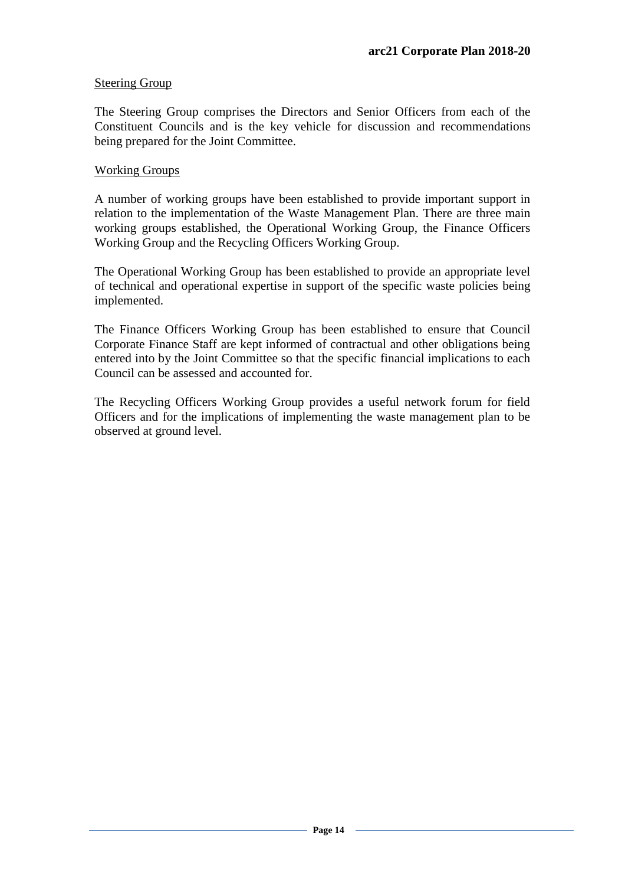Steering Group

The Steering Group comprises the Directors and Senior Officers from each of the Constituent Councils and is the key vehicle for discussion and recommendations being prepared for the Joint Committee.

Working Groups

A number of working groups have been established to provide important support in relation to the implementation of the Waste Management Plan. There are three main working groups established, the Operational Working Group, the Finance Officers Working Group and the Recycling Officers Working Group.

The Operational Working Group has been established to provide an appropriate level of technical and operational expertise in support of the specific waste policies being implemented.

The Finance Officers Working Group has been established to ensure that Council Corporate Finance Staff are kept informed of contractual and other obligations being entered into by the Joint Committee so that the specific financial implications to each Council can be assessed and accounted for.

The Recycling Officers Working Group provides a useful network forum for field Officers and for the implications of implementing the waste management plan to be observed at ground level.